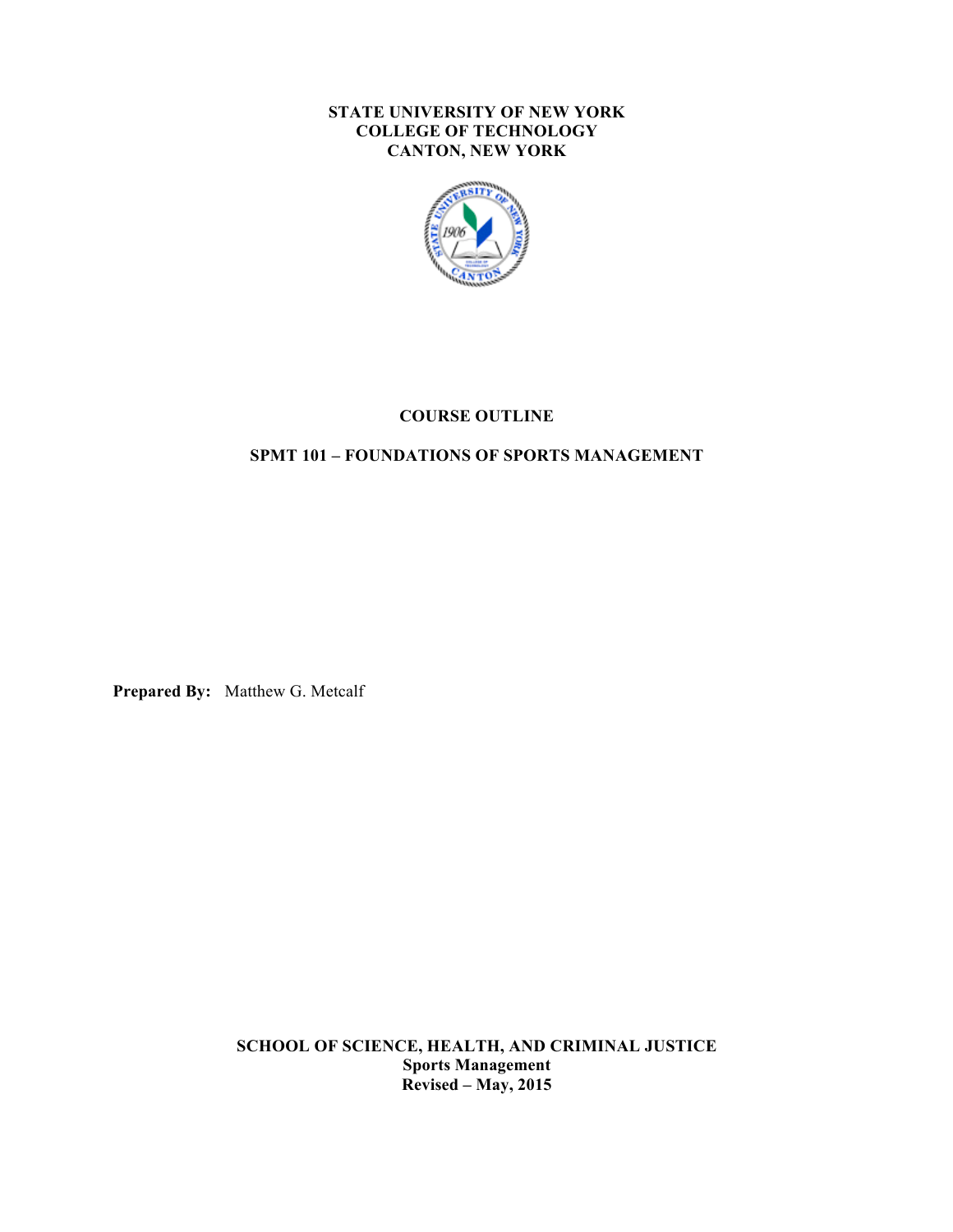**STATE UNIVERSITY OF NEW YORK**
**COLLEGE OF TECHNOLOGY**
**CANTON, NEW YORK**

# COURSE OUTLINE

## SPMT 101 – FOUNDATIONS OF SPORTS MANAGEMENT

**Prepared By:** Matthew G. Metcalf

**SCHOOL OF SCIENCE, HEALTH, AND CRIMINAL JUSTICE**
**Sports Management**
**Revised – May, 2015**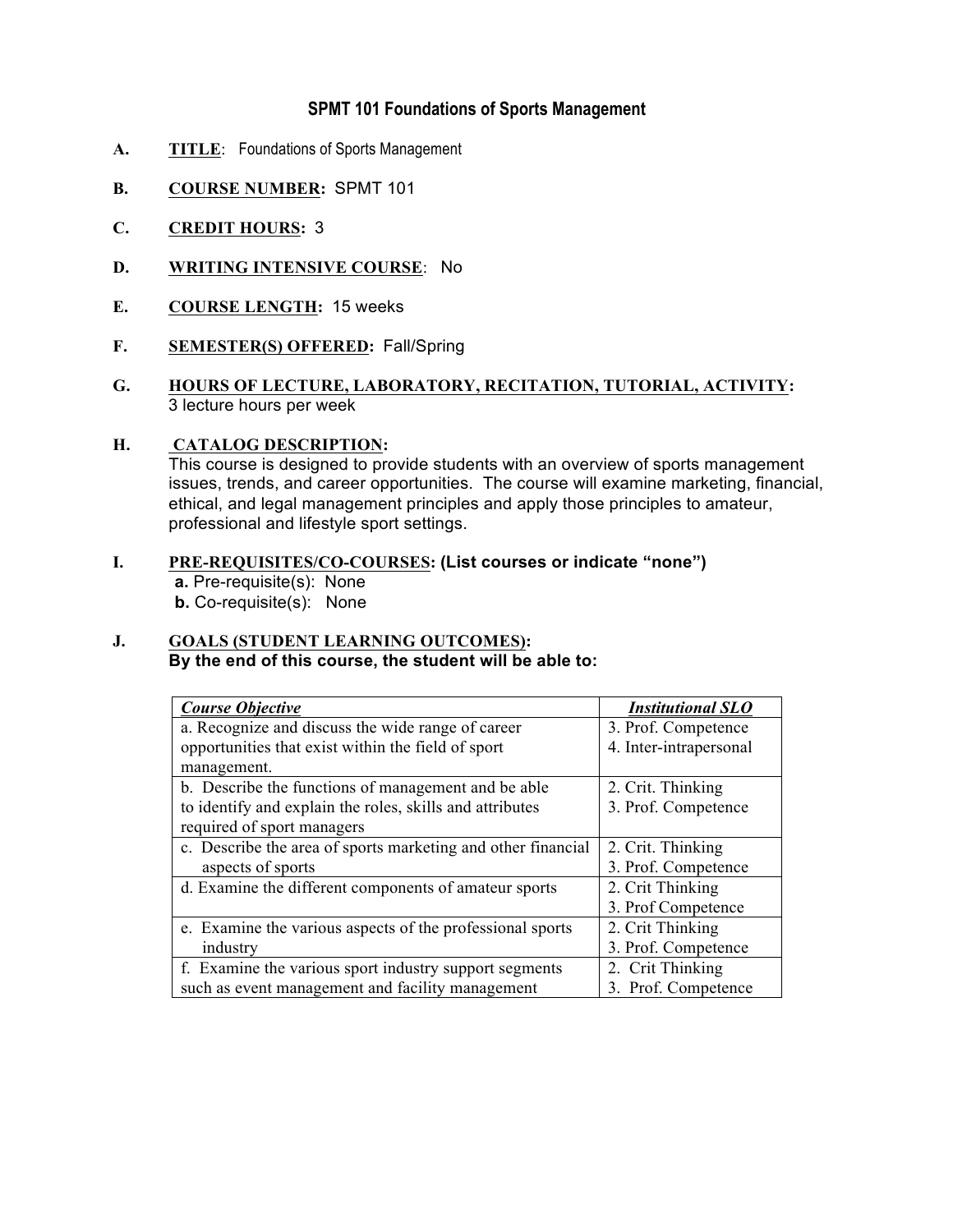# SPMT 101 Foundations of Sports Management

**A.** **TITLE**: Foundations of Sports Management

**B.** **COURSE NUMBER:** SPMT 101

**C.** **CREDIT HOURS:** 3

**D.** **WRITING INTENSIVE COURSE**: No

**E.** **COURSE LENGTH:** 15 weeks

**F.** **SEMESTER(S) OFFERED:** Fall/Spring

**G.** **HOURS OF LECTURE, LABORATORY, RECITATION, TUTORIAL, ACTIVITY:**
3 lecture hours per week

**H.** **CATALOG DESCRIPTION:**
This course is designed to provide students with an overview of sports management issues, trends, and career opportunities. The course will examine marketing, financial, ethical, and legal management principles and apply those principles to amateur, professional and lifestyle sport settings.

**I.** **PRE-REQUISITES/CO-COURSES: (List courses or indicate "none")**
**a.** Pre-requisite(s): None
**b.** Co-requisite(s): None

**J.** **GOALS (STUDENT LEARNING OUTCOMES):**
**By the end of this course, the student will be able to:**

| *Course Objective* | *Institutional SLO* |
|---|---|
| a. Recognize and discuss the wide range of career opportunities that exist within the field of sport management. | 3. Prof. Competence<br>4. Inter-intrapersonal |
| b. Describe the functions of management and be able to identify and explain the roles, skills and attributes required of sport managers | 2. Crit. Thinking<br>3. Prof. Competence |
| c. Describe the area of sports marketing and other financial aspects of sports | 2. Crit. Thinking<br>3. Prof. Competence |
| d. Examine the different components of amateur sports | 2. Crit Thinking<br>3. Prof Competence |
| e. Examine the various aspects of the professional sports industry | 2. Crit Thinking<br>3. Prof. Competence |
| f. Examine the various sport industry support segments such as event management and facility management | 2. Crit Thinking<br>3. Prof. Competence |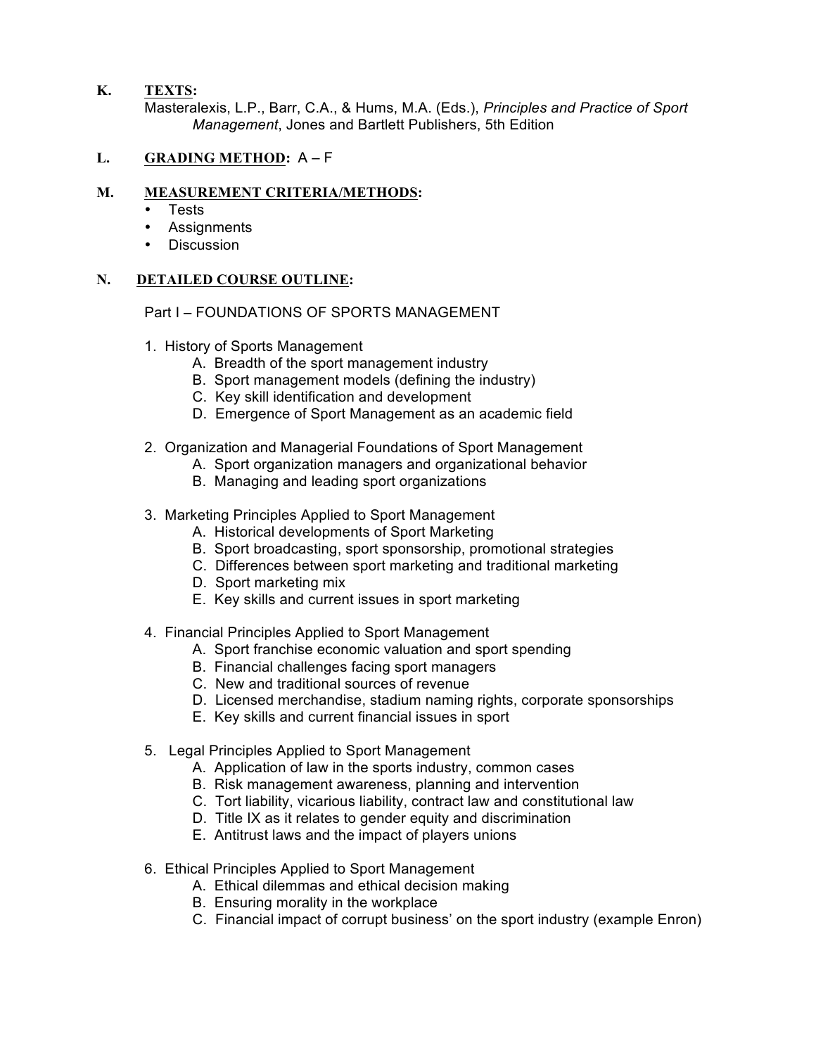**K. TEXTS:**

Masteralexis, L.P., Barr, C.A., & Hums, M.A. (Eds.), *Principles and Practice of Sport Management*, Jones and Bartlett Publishers, 5th Edition

**L. GRADING METHOD:** A – F

**M. MEASUREMENT CRITERIA/METHODS:**

- Tests
- Assignments
- Discussion

**N. DETAILED COURSE OUTLINE:**

Part I – FOUNDATIONS OF SPORTS MANAGEMENT

1. History of Sports Management
   A. Breadth of the sport management industry
   B. Sport management models (defining the industry)
   C. Key skill identification and development
   D. Emergence of Sport Management as an academic field

2. Organization and Managerial Foundations of Sport Management
   A. Sport organization managers and organizational behavior
   B. Managing and leading sport organizations

3. Marketing Principles Applied to Sport Management
   A. Historical developments of Sport Marketing
   B. Sport broadcasting, sport sponsorship, promotional strategies
   C. Differences between sport marketing and traditional marketing
   D. Sport marketing mix
   E. Key skills and current issues in sport marketing

4. Financial Principles Applied to Sport Management
   A. Sport franchise economic valuation and sport spending
   B. Financial challenges facing sport managers
   C. New and traditional sources of revenue
   D. Licensed merchandise, stadium naming rights, corporate sponsorships
   E. Key skills and current financial issues in sport

5. Legal Principles Applied to Sport Management
   A. Application of law in the sports industry, common cases
   B. Risk management awareness, planning and intervention
   C. Tort liability, vicarious liability, contract law and constitutional law
   D. Title IX as it relates to gender equity and discrimination
   E. Antitrust laws and the impact of players unions

6. Ethical Principles Applied to Sport Management
   A. Ethical dilemmas and ethical decision making
   B. Ensuring morality in the workplace
   C. Financial impact of corrupt business' on the sport industry (example Enron)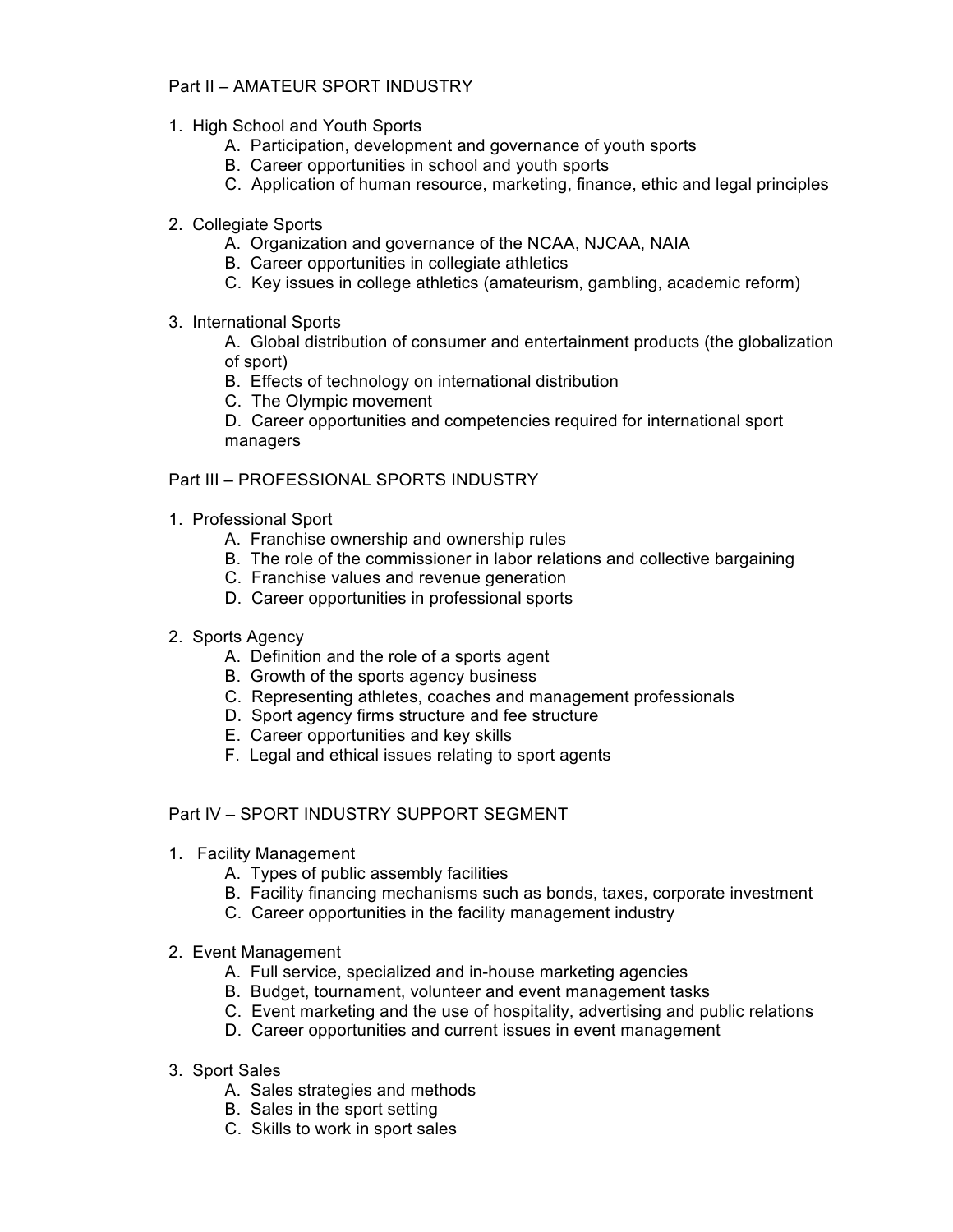## Part II – AMATEUR SPORT INDUSTRY

1. High School and Youth Sports
    - A. Participation, development and governance of youth sports
    - B. Career opportunities in school and youth sports
    - C. Application of human resource, marketing, finance, ethic and legal principles

2. Collegiate Sports
    - A. Organization and governance of the NCAA, NJCAA, NAIA
    - B. Career opportunities in collegiate athletics
    - C. Key issues in college athletics (amateurism, gambling, academic reform)

3. International Sports
    - A. Global distribution of consumer and entertainment products (the globalization of sport)
    - B. Effects of technology on international distribution
    - C. The Olympic movement
    - D. Career opportunities and competencies required for international sport managers

## Part III – PROFESSIONAL SPORTS INDUSTRY

1. Professional Sport
    - A. Franchise ownership and ownership rules
    - B. The role of the commissioner in labor relations and collective bargaining
    - C. Franchise values and revenue generation
    - D. Career opportunities in professional sports

2. Sports Agency
    - A. Definition and the role of a sports agent
    - B. Growth of the sports agency business
    - C. Representing athletes, coaches and management professionals
    - D. Sport agency firms structure and fee structure
    - E. Career opportunities and key skills
    - F. Legal and ethical issues relating to sport agents

## Part IV – SPORT INDUSTRY SUPPORT SEGMENT

1. Facility Management
    - A. Types of public assembly facilities
    - B. Facility financing mechanisms such as bonds, taxes, corporate investment
    - C. Career opportunities in the facility management industry

2. Event Management
    - A. Full service, specialized and in-house marketing agencies
    - B. Budget, tournament, volunteer and event management tasks
    - C. Event marketing and the use of hospitality, advertising and public relations
    - D. Career opportunities and current issues in event management

3. Sport Sales
    - A. Sales strategies and methods
    - B. Sales in the sport setting
    - C. Skills to work in sport sales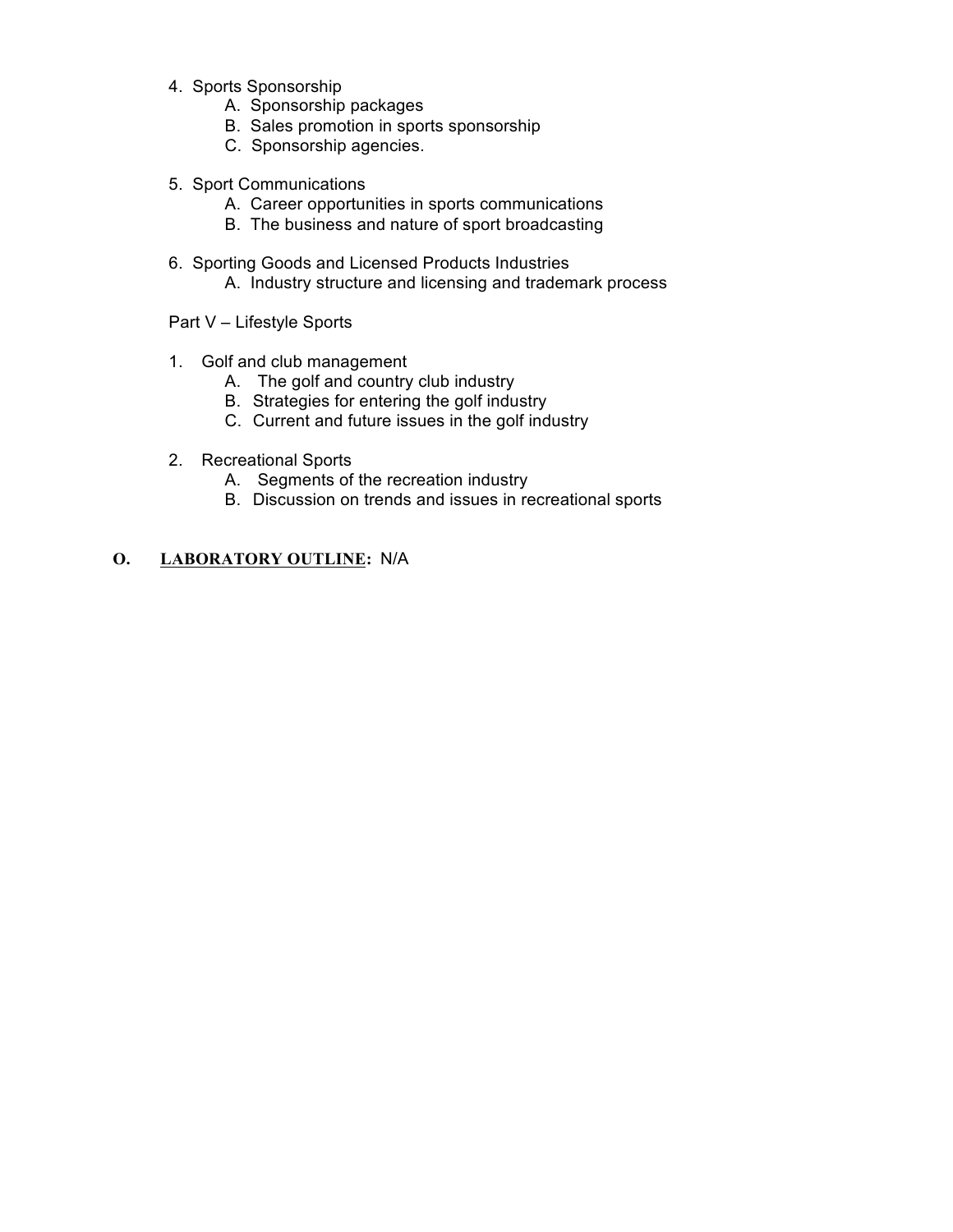4. Sports Sponsorship
    A. Sponsorship packages
    B. Sales promotion in sports sponsorship
    C. Sponsorship agencies.

5. Sport Communications
    A. Career opportunities in sports communications
    B. The business and nature of sport broadcasting

6. Sporting Goods and Licensed Products Industries
    A. Industry structure and licensing and trademark process

Part V – Lifestyle Sports

1. Golf and club management
    A. The golf and country club industry
    B. Strategies for entering the golf industry
    C. Current and future issues in the golf industry

2. Recreational Sports
    A. Segments of the recreation industry
    B. Discussion on trends and issues in recreational sports

**O. <u>LABORATORY OUTLINE</u>:** N/A